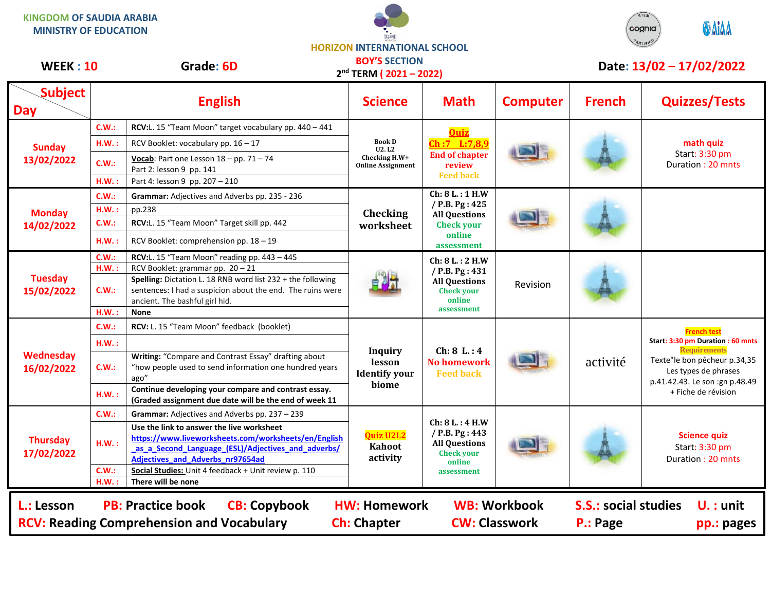KINGDOM OF SAUDIA ARABIA
MINISTRY OF EDUCATION

HORIZON INTERNATIONAL SCHOOL
BOY'S SECTION
2nd TERM ( 2021 – 2022)

WEEK : 10 Grade: 6D Date: 13/02 – 17/02/2022

| Subject / Day | | English | Science | Math | Computer | French | Quizzes/Tests |
|---|---|---|---|---|---|---|---|
| Sunday 13/02/2022 | C.W.: | RCV:L. 15 "Team Moon" target vocabulary pp. 440 – 441 | Book D U2. L2 Checking H.W+ Online Assignment | Quiz Ch :7 L:7,8,9 End of chapter review Feed back | | | math quiz Start: 3:30 pm Duration : 20 mnts |
| | H.W. : | RCV Booklet: vocabulary pp. 16 – 17 | | | | | |
| | C.W.: | Vocab: Part one Lesson 18 – pp. 71 – 74 Part 2: lesson 9 pp. 141 | | | | | |
| | H.W. : | Part 4: lesson 9 pp. 207 – 210 | | | | | |
| Monday 14/02/2022 | C.W.: | Grammar: Adjectives and Adverbs pp. 235 - 236 | Checking worksheet | Ch: 8 L. : 1 H.W / P.B. Pg : 425 All Questions Check your online assessment | | | |
| | H.W. : | pp.238 | | | | | |
| | C.W.: | RCV:L. 15 "Team Moon" Target skill pp. 442 | | | | | |
| | H.W. : | RCV Booklet: comprehension pp. 18 – 19 | | | | | |
| Tuesday 15/02/2022 | C.W.: | RCV:L. 15 "Team Moon" reading pp. 443 – 445 | | Ch: 8 L. : 2 H.W / P.B. Pg : 431 All Questions Check your online assessment | Revision | | |
| | H.W. : | RCV Booklet: grammar pp. 20 – 21 | | | | | |
| | C.W.: | Spelling: Dictation L. 18 RNB word list 232 + the following sentences: I had a suspicion about the end. The ruins were ancient. The bashful girl hid. | | | | | |
| | H.W. : | None | | | | | |
| Wednesday 16/02/2022 | C.W.: | RCV: L. 15 "Team Moon" feedback (booklet) | Inquiry lesson Identify your biome | Ch: 8 L. : 4 No homework Feed back | | activité | French test Start: 3:30 pm Duration : 60 mnts Requirements Texte"le bon pêcheur p.34,35 Les types de phrases p.41.42.43. Le son :gn p.48.49 + Fiche de révision |
| | H.W. : | | | | | | |
| | C.W.: | Writing: "Compare and Contrast Essay" drafting about "how people used to send information one hundred years ago" | | | | | |
| | H.W. : | Continue developing your compare and contrast essay. (Graded assignment due date will be the end of week 11 | | | | | |
| Thursday 17/02/2022 | C.W.: | Grammar: Adjectives and Adverbs pp. 237 – 239 | Quiz U2L2 Kahoot activity | Ch: 8 L. : 4 H.W / P.B. Pg : 443 All Questions Check your online assessment | | | Science quiz Start: 3:30 pm Duration : 20 mnts |
| | H.W. : | Use the link to answer the live worksheet https://www.liveworksheets.com/worksheets/en/English_as_a_Second_Language_(ESL)/Adjectives_and_adverbs/Adjectives_and_Adverbs_nr97654ad | | | | | |
| | C.W.: | Social Studies: Unit 4 feedback + Unit review p. 110 | | | | | |
| | H.W. : | There will be none | | | | | |

L.: Lesson PB: Practice book CB: Copybook HW: Homework WB: Workbook S.S.: social studies U. : unit
RCV: Reading Comprehension and Vocabulary Ch: Chapter CW: Classwork P.: Page pp.: pages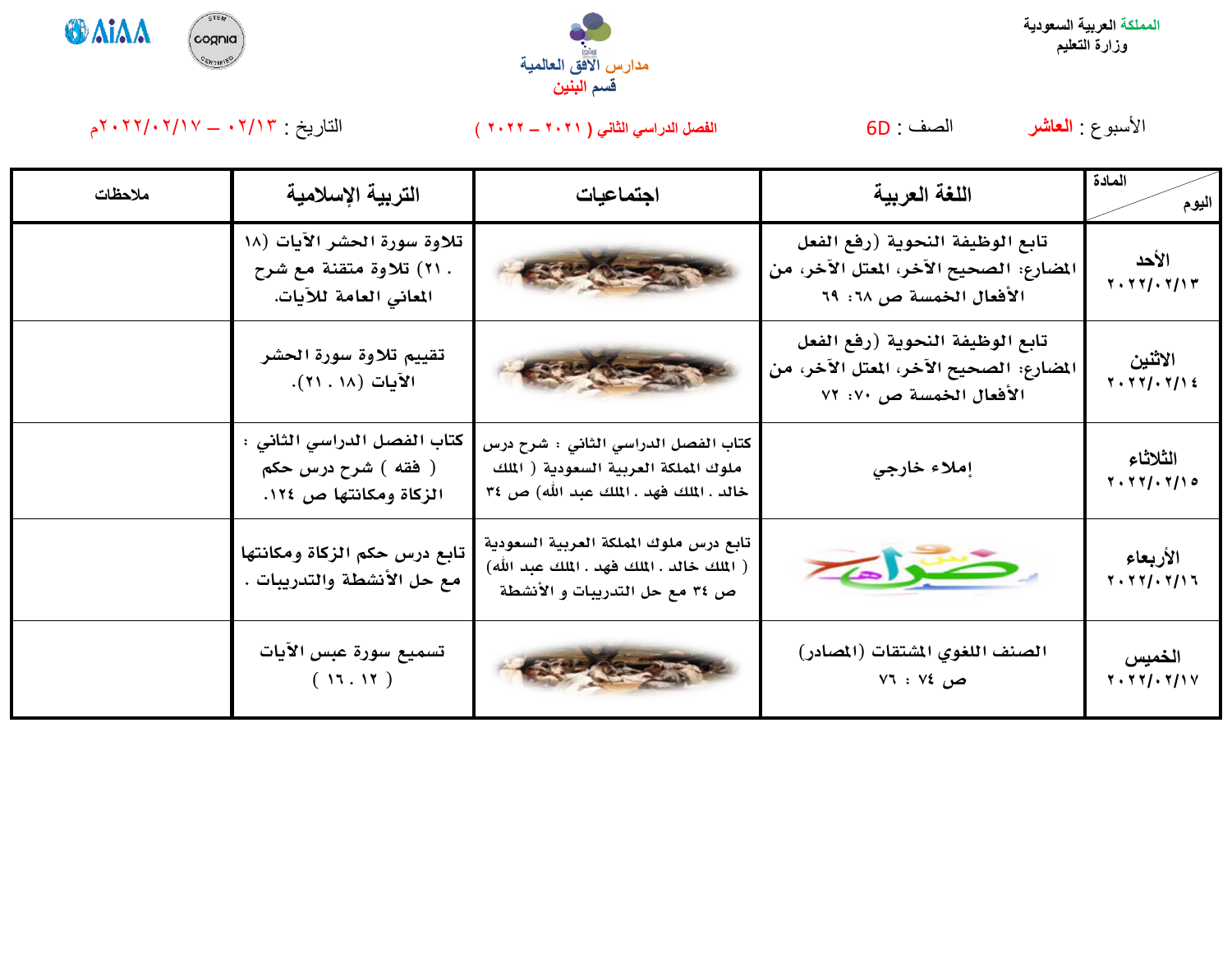المملكة العربية السعودية
وزارة التعليم

مدارس الأفق العالمية
قسم البنين

الأسبوع : **العاشر** &nbsp;&nbsp;&nbsp; الصف : 6D &nbsp;&nbsp;&nbsp; الفصل الدراسي الثاني ( ٢٠٢١ – ٢٠٢٢ ) &nbsp;&nbsp;&nbsp; التاريخ : ٠٢/١٣ – ٢٠٢٢/٠٢/١٧م

| اليوم / المادة | اللغة العربية | اجتماعيات | التربية الإسلامية | ملاحظات |
|---|---|---|---|---|
| الأحد ٢٠٢٢/٠٢/١٣ | تابع الوظيفة النحوية (رفع الفعل المضارع: الصحيح الآخر، المعتل الآخر، من الأفعال الخمسة ص ٦٨: ٦٩ | | تلاوة سورة الحشر الآيات (١٨ . ٢١) تلاوة متقنة مع شرح المعاني العامة للآيات. | |
| الاثنين ٢٠٢٢/٠٢/١٤ | تابع الوظيفة النحوية (رفع الفعل المضارع: الصحيح الآخر، المعتل الآخر، من الأفعال الخمسة ص ٧٠: ٧٢ | | تقييم تلاوة سورة الحشر الآيات (١٨ . ٢١). | |
| الثلاثاء ٢٠٢٢/٠٢/١٥ | إملاء خارجي | كتاب الفصل الدراسي الثاني : شرح درس ملوك المملكة العربية السعودية ( الملك خالد . الملك فهد . الملك عبد الله) ص ٣٤ | كتاب الفصل الدراسي الثاني : ( فقه ) شرح درس حكم الزكاة ومكانتها ص ١٢٤. | |
| الأربعاء ٢٠٢٢/٠٢/١٦ | | تابع درس ملوك المملكة العربية السعودية ( الملك خالد . الملك فهد . الملك عبد الله) ص ٣٤ مع حل التدريبات و الأنشطة | تابع درس حكم الزكاة ومكانتها مع حل الأنشطة والتدريبات . | |
| الخميس ٢٠٢٢/٠٢/١٧ | الصنف اللغوي المشتقات (المصادر) ص ٧٤ : ٧٦ | | تسميع سورة عبس الآيات ( ١٢ . ١٦ ) | |